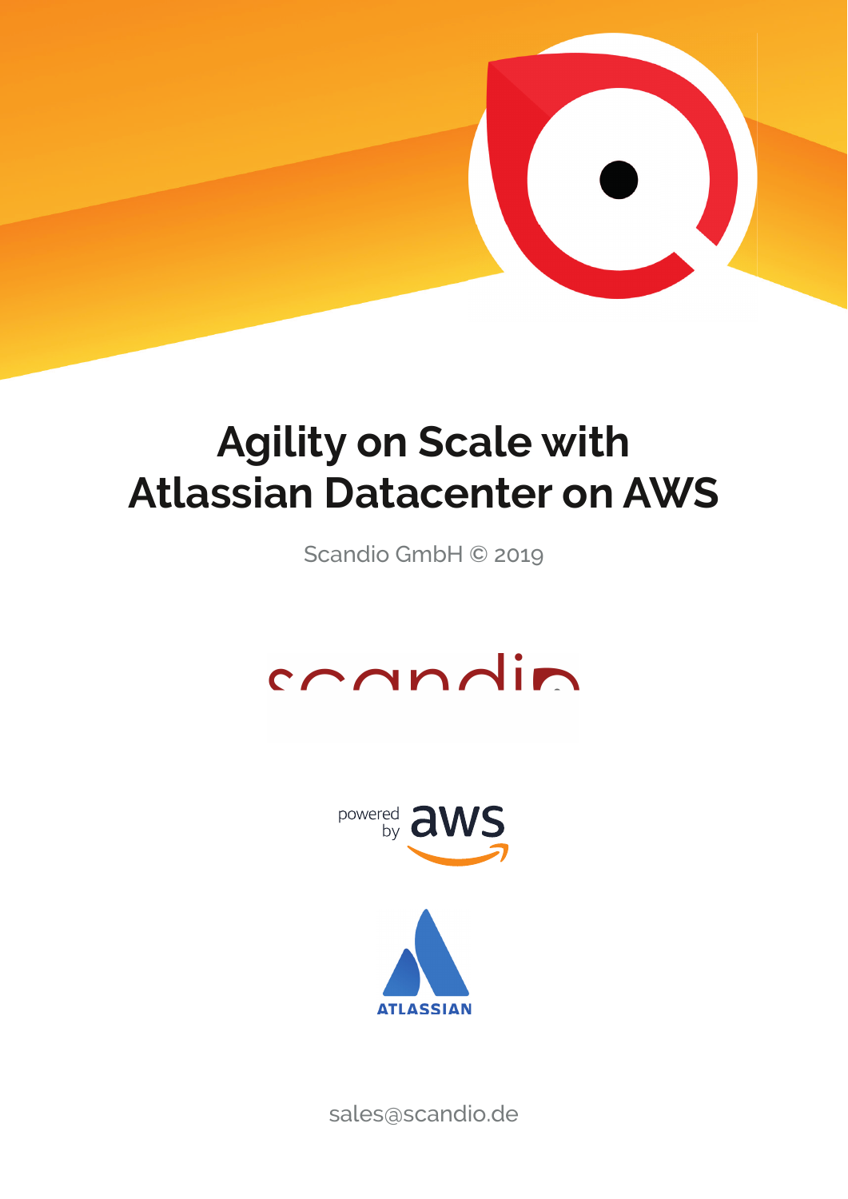# Agility on Scale with Atlassian Datacenter on AWS

Scandio GmbH © 2019

sales@scandio.de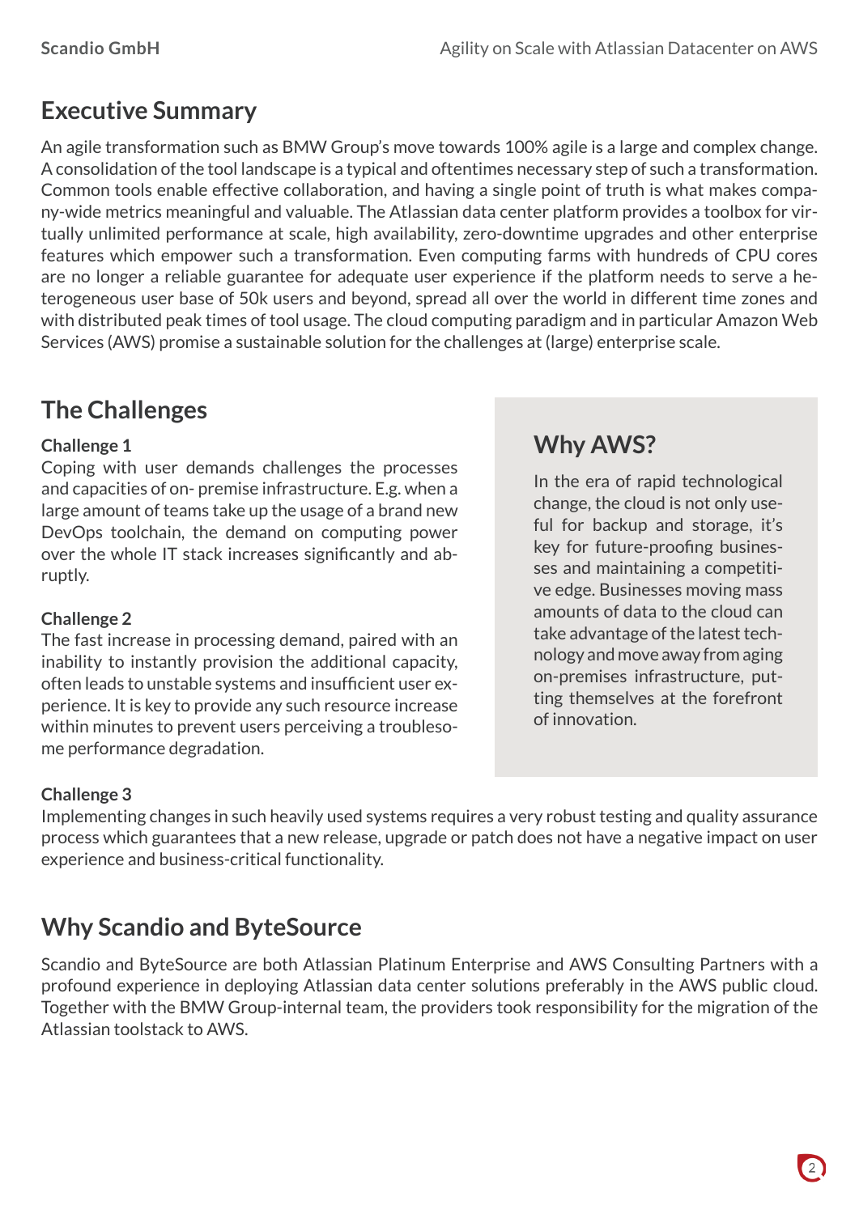## Executive Summary

An agile transformation such as BMW Group's move towards 100% agile is a large and complex change. A consolidation of the tool landscape is a typical and oftentimes necessary step of such a transformation. Common tools enable effective collaboration, and having a single point of truth is what makes company-wide metrics meaningful and valuable. The Atlassian data center platform provides a toolbox for virtually unlimited performance at scale, high availability, zero-downtime upgrades and other enterprise features which empower such a transformation. Even computing farms with hundreds of CPU cores are no longer a reliable guarantee for adequate user experience if the platform needs to serve a heterogeneous user base of 50k users and beyond, spread all over the world in different time zones and with distributed peak times of tool usage. The cloud computing paradigm and in particular Amazon Web Services (AWS) promise a sustainable solution for the challenges at (large) enterprise scale.

## The Challenges

**Challenge 1**
Coping with user demands challenges the processes and capacities of on- premise infrastructure. E.g. when a large amount of teams take up the usage of a brand new DevOps toolchain, the demand on computing power over the whole IT stack increases significantly and abruptly.

**Challenge 2**
The fast increase in processing demand, paired with an inability to instantly provision the additional capacity, often leads to unstable systems and insufficient user experience. It is key to provide any such resource increase within minutes to prevent users perceiving a troublesome performance degradation.

**Challenge 3**
Implementing changes in such heavily used systems requires a very robust testing and quality assurance process which guarantees that a new release, upgrade or patch does not have a negative impact on user experience and business-critical functionality.

## Why AWS?

In the era of rapid technological change, the cloud is not only useful for backup and storage, it's key for future-proofing businesses and maintaining a competitive edge. Businesses moving mass amounts of data to the cloud can take advantage of the latest technology and move away from aging on-premises infrastructure, putting themselves at the forefront of innovation.

## Why Scandio and ByteSource

Scandio and ByteSource are both Atlassian Platinum Enterprise and AWS Consulting Partners with a profound experience in deploying Atlassian data center solutions preferably in the AWS public cloud. Together with the BMW Group-internal team, the providers took responsibility for the migration of the Atlassian toolstack to AWS.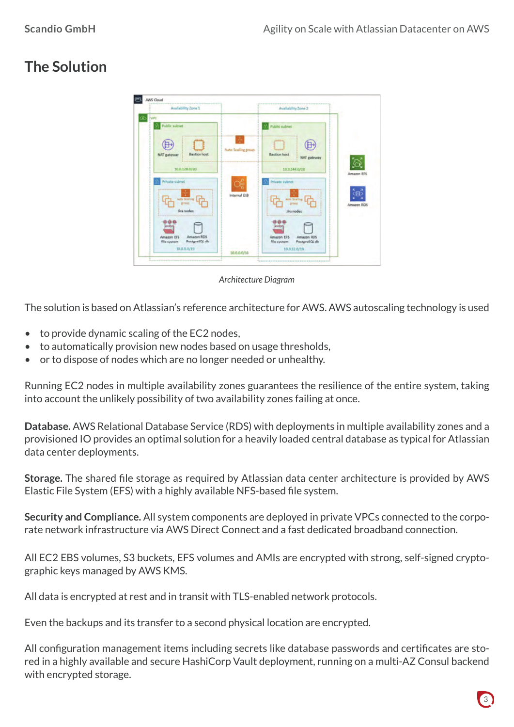## The Solution

*Architecture Diagram*

The solution is based on Atlassian's reference architecture for AWS. AWS autoscaling technology is used

- to provide dynamic scaling of the EC2 nodes,
- to automatically provision new nodes based on usage thresholds,
- or to dispose of nodes which are no longer needed or unhealthy.

Running EC2 nodes in multiple availability zones guarantees the resilience of the entire system, taking into account the unlikely possibility of two availability zones failing at once.

**Database.** AWS Relational Database Service (RDS) with deployments in multiple availability zones and a provisioned IO provides an optimal solution for a heavily loaded central database as typical for Atlassian data center deployments.

**Storage.** The shared file storage as required by Atlassian data center architecture is provided by AWS Elastic File System (EFS) with a highly available NFS-based file system.

**Security and Compliance.** All system components are deployed in private VPCs connected to the corporate network infrastructure via AWS Direct Connect and a fast dedicated broadband connection.

All EC2 EBS volumes, S3 buckets, EFS volumes and AMIs are encrypted with strong, self-signed cryptographic keys managed by AWS KMS.

All data is encrypted at rest and in transit with TLS-enabled network protocols.

Even the backups and its transfer to a second physical location are encrypted.

All configuration management items including secrets like database passwords and certificates are stored in a highly available and secure HashiCorp Vault deployment, running on a multi-AZ Consul backend with encrypted storage.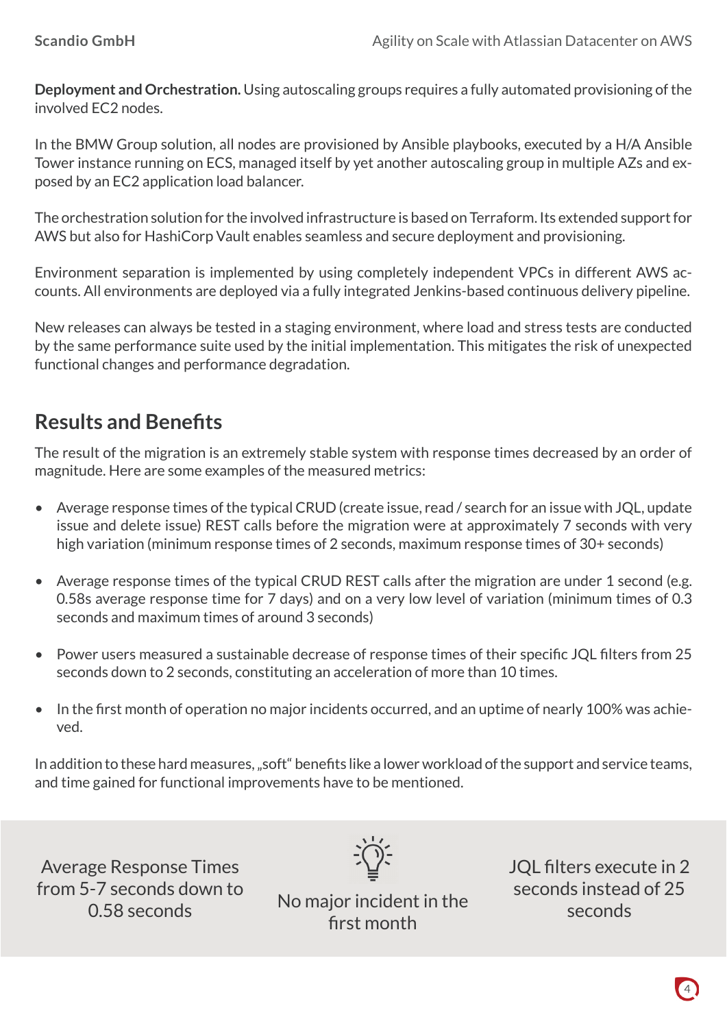**Deployment and Orchestration.** Using autoscaling groups requires a fully automated provisioning of the involved EC2 nodes.

In the BMW Group solution, all nodes are provisioned by Ansible playbooks, executed by a H/A Ansible Tower instance running on ECS, managed itself by yet another autoscaling group in multiple AZs and exposed by an EC2 application load balancer.

The orchestration solution for the involved infrastructure is based on Terraform. Its extended support for AWS but also for HashiCorp Vault enables seamless and secure deployment and provisioning.

Environment separation is implemented by using completely independent VPCs in different AWS accounts. All environments are deployed via a fully integrated Jenkins-based continuous delivery pipeline.

New releases can always be tested in a staging environment, where load and stress tests are conducted by the same performance suite used by the initial implementation. This mitigates the risk of unexpected functional changes and performance degradation.

## Results and Benefits

The result of the migration is an extremely stable system with response times decreased by an order of magnitude. Here are some examples of the measured metrics:

- Average response times of the typical CRUD (create issue, read / search for an issue with JQL, update issue and delete issue) REST calls before the migration were at approximately 7 seconds with very high variation (minimum response times of 2 seconds, maximum response times of 30+ seconds)
- Average response times of the typical CRUD REST calls after the migration are under 1 second (e.g. 0.58s average response time for 7 days) and on a very low level of variation (minimum times of 0.3 seconds and maximum times of around 3 seconds)
- Power users measured a sustainable decrease of response times of their specific JQL filters from 25 seconds down to 2 seconds, constituting an acceleration of more than 10 times.
- In the first month of operation no major incidents occurred, and an uptime of nearly 100% was achieved.

In addition to these hard measures, „soft" benefits like a lower workload of the support and service teams, and time gained for functional improvements have to be mentioned.

Average Response Times from 5-7 seconds down to 0.58 seconds

No major incident in the first month

JQL filters execute in 2 seconds instead of 25 seconds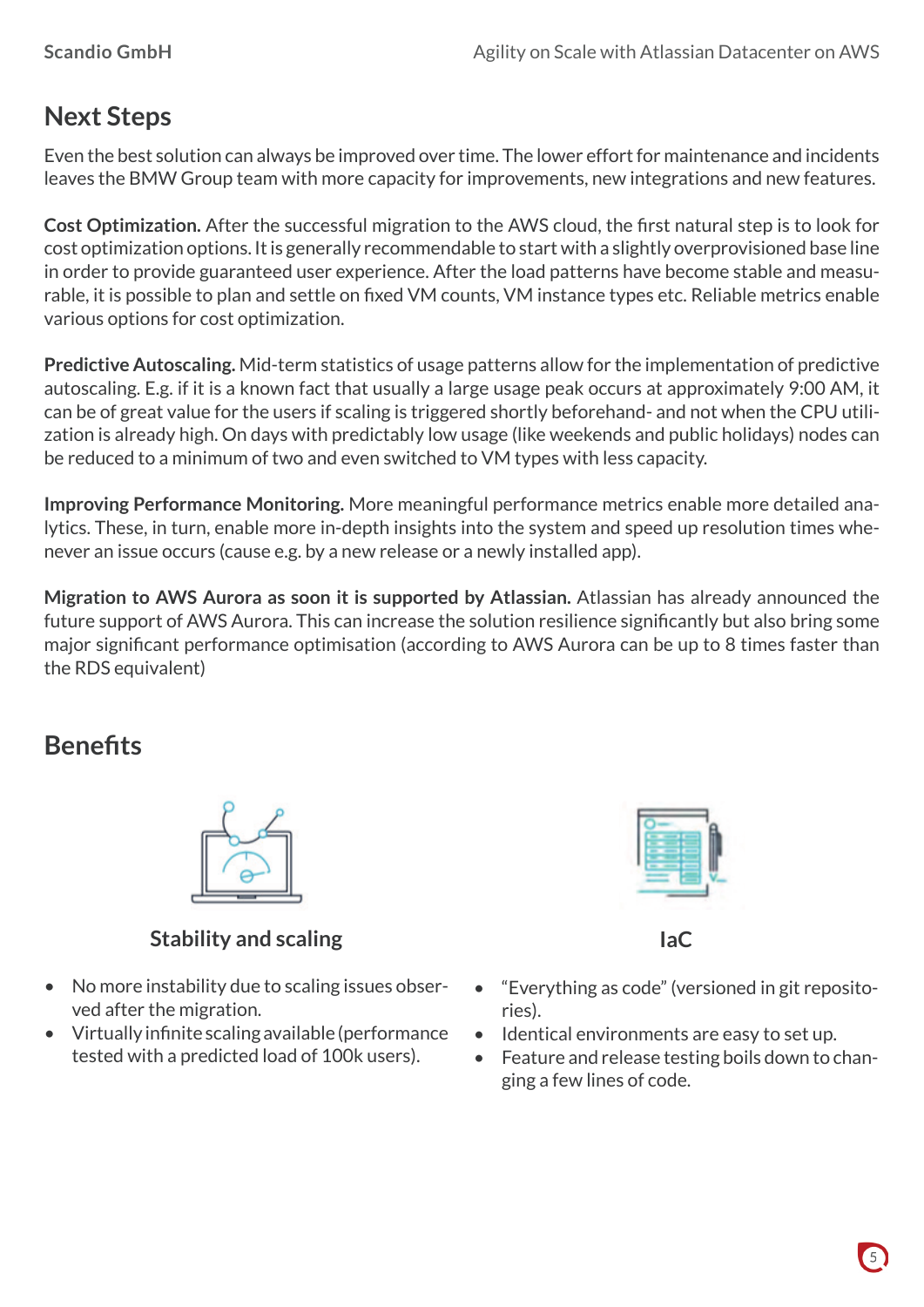## Next Steps

Even the best solution can always be improved over time. The lower effort for maintenance and incidents leaves the BMW Group team with more capacity for improvements, new integrations and new features.

**Cost Optimization.** After the successful migration to the AWS cloud, the first natural step is to look for cost optimization options. It is generally recommendable to start with a slightly overprovisioned base line in order to provide guaranteed user experience. After the load patterns have become stable and measurable, it is possible to plan and settle on fixed VM counts, VM instance types etc. Reliable metrics enable various options for cost optimization.

**Predictive Autoscaling.** Mid-term statistics of usage patterns allow for the implementation of predictive autoscaling. E.g. if it is a known fact that usually a large usage peak occurs at approximately 9:00 AM, it can be of great value for the users if scaling is triggered shortly beforehand- and not when the CPU utilization is already high. On days with predictably low usage (like weekends and public holidays) nodes can be reduced to a minimum of two and even switched to VM types with less capacity.

**Improving Performance Monitoring.** More meaningful performance metrics enable more detailed analytics. These, in turn, enable more in-depth insights into the system and speed up resolution times whenever an issue occurs (cause e.g. by a new release or a newly installed app).

**Migration to AWS Aurora as soon it is supported by Atlassian.** Atlassian has already announced the future support of AWS Aurora. This can increase the solution resilience significantly but also bring some major significant performance optimisation (according to AWS Aurora can be up to 8 times faster than the RDS equivalent)

## Benefits

### Stability and scaling

- No more instability due to scaling issues observed after the migration.
- Virtually infinite scaling available (performance tested with a predicted load of 100k users).

### IaC

- “Everything as code” (versioned in git repositories).
- Identical environments are easy to set up.
- Feature and release testing boils down to changing a few lines of code.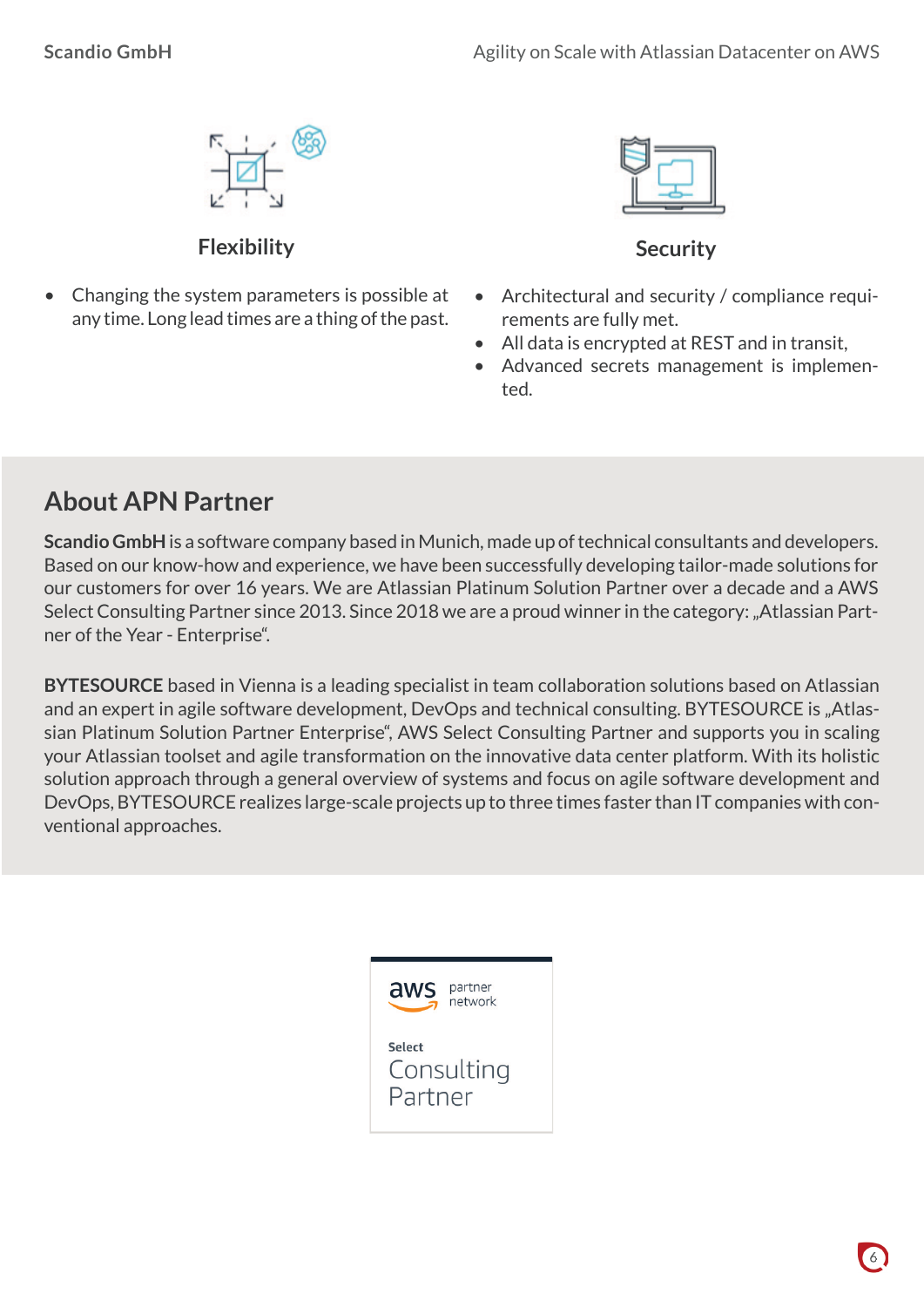### Flexibility

- Changing the system parameters is possible at any time. Long lead times are a thing of the past.

### Security

- Architectural and security / compliance requirements are fully met.
- All data is encrypted at REST and in transit,
- Advanced secrets management is implemented.

## About APN Partner

**Scandio GmbH** is a software company based in Munich, made up of technical consultants and developers. Based on our know-how and experience, we have been successfully developing tailor-made solutions for our customers for over 16 years. We are Atlassian Platinum Solution Partner over a decade and a AWS Select Consulting Partner since 2013. Since 2018 we are a proud winner in the category: „Atlassian Partner of the Year - Enterprise“.

**BYTESOURCE** based in Vienna is a leading specialist in team collaboration solutions based on Atlassian and an expert in agile software development, DevOps and technical consulting. BYTESOURCE is „Atlassian Platinum Solution Partner Enterprise“, AWS Select Consulting Partner and supports you in scaling your Atlassian toolset and agile transformation on the innovative data center platform. With its holistic solution approach through a general overview of systems and focus on agile software development and DevOps, BYTESOURCE realizes large-scale projects up to three times faster than IT companies with conventional approaches.

aws partner network

Select
Consulting
Partner